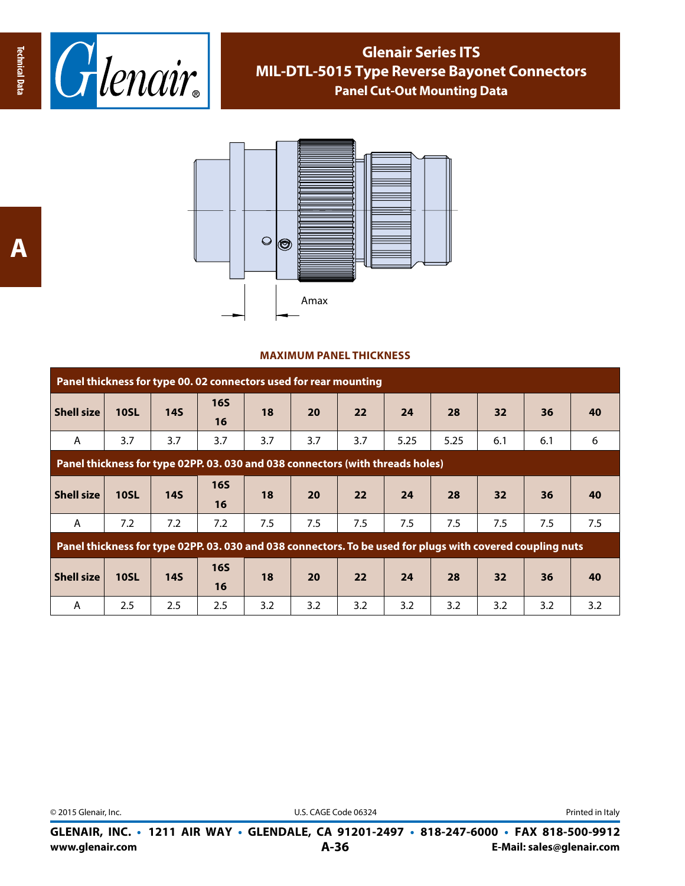# Glenair Series ITS
## MIL-DTL-5015 Type Reverse Bayonet Connectors
### Panel Cut-Out Mounting Data

Amax

**MAXIMUM PANEL THICKNESS**

| Panel thickness for type 00. 02 connectors used for rear mounting | | | | | | | | | | | |
|---|---|---|---|---|---|---|---|---|---|---|---|
| **Shell size** | **10SL** | **14S** | **16S 16** | **18** | **20** | **22** | **24** | **28** | **32** | **36** | **40** |
| A | 3.7 | 3.7 | 3.7 | 3.7 | 3.7 | 3.7 | 5.25 | 5.25 | 6.1 | 6.1 | 6 |
| **Panel thickness for type 02PP. 03. 030 and 038 connectors (with threads holes)** | | | | | | | | | | | |
| **Shell size** | **10SL** | **14S** | **16S 16** | **18** | **20** | **22** | **24** | **28** | **32** | **36** | **40** |
| A | 7.2 | 7.2 | 7.2 | 7.5 | 7.5 | 7.5 | 7.5 | 7.5 | 7.5 | 7.5 | 7.5 |
| **Panel thickness for type 02PP. 03. 030 and 038 connectors. To be used for plugs with covered coupling nuts** | | | | | | | | | | | |
| **Shell size** | **10SL** | **14S** | **16S 16** | **18** | **20** | **22** | **24** | **28** | **32** | **36** | **40** |
| A | 2.5 | 2.5 | 2.5 | 3.2 | 3.2 | 3.2 | 3.2 | 3.2 | 3.2 | 3.2 | 3.2 |

© 2015 Glenair, Inc. U.S. CAGE Code 06324 Printed in Italy

**GLENAIR, INC. • 1211 AIR WAY • GLENDALE, CA 91201-2497 • 818-247-6000 • FAX 818-500-9912**
**www.glenair.com** **E-Mail: sales@glenair.com**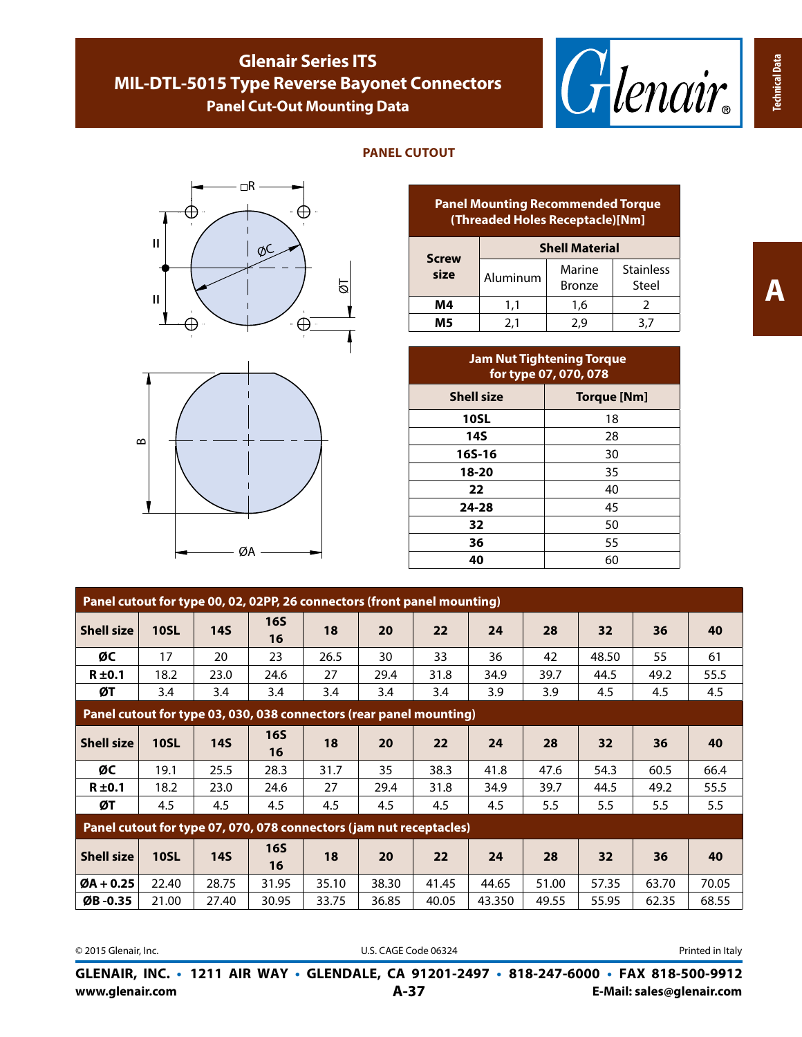# Glenair Series ITS
## MIL-DTL-5015 Type Reverse Bayonet Connectors
### Panel Cut-Out Mounting Data

**PANEL CUTOUT**

□R

ØC

ØT

B

ØA

| Panel Mounting Recommended Torque (Threaded Holes Receptacle)[Nm] | | | |
|---|---|---|---|
| Screw size | Shell Material | | |
| | Aluminum | Marine Bronze | Stainless Steel |
| **M4** | 1,1 | 1,6 | 2 |
| **M5** | 2,1 | 2,9 | 3,7 |

| Jam Nut Tightening Torque for type 07, 070, 078 | |
|---|---|
| **Shell size** | **Torque [Nm]** |
| **10SL** | 18 |
| **14S** | 28 |
| **16S-16** | 30 |
| **18-20** | 35 |
| **22** | 40 |
| **24-28** | 45 |
| **32** | 50 |
| **36** | 55 |
| **40** | 60 |

| Panel cutout for type 00, 02, 02PP, 26 connectors (front panel mounting) | | | | | | | | | | |
|---|---|---|---|---|---|---|---|---|---|---|
| **Shell size** | **10SL** | **14S** | **16S 16** | **18** | **20** | **22** | **24** | **28** | **32** | **36** | **40** |
| **ØC** | 17 | 20 | 23 | 26.5 | 30 | 33 | 36 | 42 | 48.50 | 55 | 61 |
| **R ±0.1** | 18.2 | 23.0 | 24.6 | 27 | 29.4 | 31.8 | 34.9 | 39.7 | 44.5 | 49.2 | 55.5 |
| **ØT** | 3.4 | 3.4 | 3.4 | 3.4 | 3.4 | 3.4 | 3.9 | 3.9 | 4.5 | 4.5 | 4.5 |
| **Panel cutout for type 03, 030, 038 connectors (rear panel mounting)** | | | | | | | | | | | |
| **Shell size** | **10SL** | **14S** | **16S 16** | **18** | **20** | **22** | **24** | **28** | **32** | **36** | **40** |
| **ØC** | 19.1 | 25.5 | 28.3 | 31.7 | 35 | 38.3 | 41.8 | 47.6 | 54.3 | 60.5 | 66.4 |
| **R ±0.1** | 18.2 | 23.0 | 24.6 | 27 | 29.4 | 31.8 | 34.9 | 39.7 | 44.5 | 49.2 | 55.5 |
| **ØT** | 4.5 | 4.5 | 4.5 | 4.5 | 4.5 | 4.5 | 4.5 | 5.5 | 5.5 | 5.5 | 5.5 |
| **Panel cutout for type 07, 070, 078 connectors (jam nut receptacles)** | | | | | | | | | | | |
| **Shell size** | **10SL** | **14S** | **16S 16** | **18** | **20** | **22** | **24** | **28** | **32** | **36** | **40** |
| **ØA + 0.25** | 22.40 | 28.75 | 31.95 | 35.10 | 38.30 | 41.45 | 44.65 | 51.00 | 57.35 | 63.70 | 70.05 |
| **ØB -0.35** | 21.00 | 27.40 | 30.95 | 33.75 | 36.85 | 40.05 | 43.350 | 49.55 | 55.95 | 62.35 | 68.55 |

© 2015 Glenair, Inc. U.S. CAGE Code 06324 Printed in Italy

**GLENAIR, INC. • 1211 AIR WAY • GLENDALE, CA 91201-2497 • 818-247-6000 • FAX 818-500-9912**
**www.glenair.com** **E-Mail: sales@glenair.com**